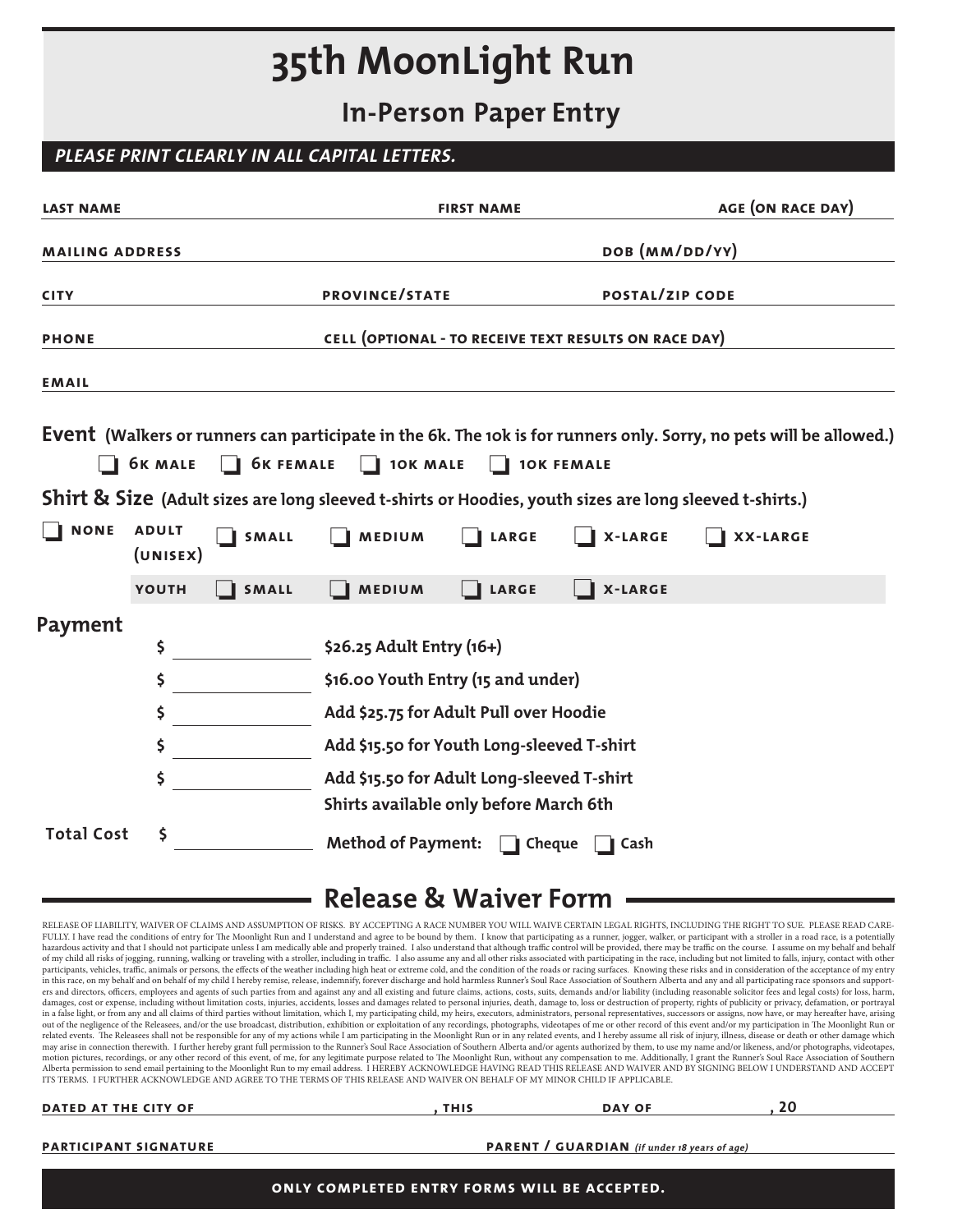# 35th MoonLight Run

## In-Person Paper Entry

***PLEASE PRINT CLEARLY IN ALL CAPITAL LETTERS.***

**LAST NAME** ______________ **FIRST NAME** ______________ **AGE (ON RACE DAY)** ______________

**MAILING ADDRESS** ______________ **DOB (MM/DD/YY)** ______________

**CITY** ______________ **PROVINCE/STATE** ______________ **POSTAL/ZIP CODE** ______________

**PHONE** ______________ **CELL (OPTIONAL - TO RECEIVE TEXT RESULTS ON RACE DAY)** ______________

**EMAIL** ______________

**Event** (Walkers or runners can participate in the 6k. The 10k is for runners only. Sorry, no pets will be allowed.)

☐ 6K MALE ☐ 6K FEMALE ☐ 10K MALE ☐ 10K FEMALE

**Shirt & Size** (Adult sizes are long sleeved t-shirts or Hoodies, youth sizes are long sleeved t-shirts.)

☐ NONE **ADULT (UNISEX)** ☐ SMALL ☐ MEDIUM ☐ LARGE ☐ X-LARGE ☐ XX-LARGE

**YOUTH** ☐ SMALL ☐ MEDIUM ☐ LARGE ☐ X-LARGE

**Payment**

$ ______________ **$26.25 Adult Entry (16+)**

$ ______________ **$16.00 Youth Entry (15 and under)**

$ ______________ **Add $25.75 for Adult Pull over Hoodie**

$ ______________ **Add $15.50 for Youth Long-sleeved T-shirt**

$ ______________ **Add $15.50 for Adult Long-sleeved T-shirt**

**Shirts available only before March 6th**

**Total Cost** $ ______________ **Method of Payment:** ☐ Cheque ☐ Cash

## Release & Waiver Form

RELEASE OF LIABILITY, WAIVER OF CLAIMS AND ASSUMPTION OF RISKS. BY ACCEPTING A RACE NUMBER YOU WILL WAIVE CERTAIN LEGAL RIGHTS, INCLUDING THE RIGHT TO SUE. PLEASE READ CAREFULLY. I have read the conditions of entry for The Moonlight Run and I understand and agree to be bound by them. I know that participating as a runner, jogger, walker, or participant with a stroller in a road race, is a potentially hazardous activity and that I should not participate unless I am medically able and properly trained. I also understand that although traffic control will be provided, there may be traffic on the course. I assume on my behalf and behalf of my child all risks of jogging, running, walking or traveling with a stroller, including in traffic. I also assume any and all other risks associated with participating in the race, including but not limited to falls, injury, contact with other participants, vehicles, traffic, animals or persons, the effects of the weather including high heat or extreme cold, and the condition of the roads or racing surfaces. Knowing these risks and in consideration of the acceptance of my entry in this race, on my behalf and on behalf of my child I hereby remise, release, indemnify, forever discharge and hold harmless Runner's Soul Race Association of Southern Alberta and any and all participating race sponsors and supporters and directors, officers, employees and agents of such parties from and against any and all existing and future claims, actions, costs, suits, demands and/or liability (including reasonable solicitor fees and legal costs) for loss, harm, damages, cost or expense, including without limitation costs, injuries, accidents, losses and damages related to personal injuries, death, damage to, loss or destruction of property, rights of publicity or privacy, defamation, or portrayal in a false light, or from any and all claims of third parties without limitation, which I, my participating child, my heirs, executors, administrators, personal representatives, successors or assigns, now have, or may hereafter have, arising out of the negligence of the Releasees, and/or the use broadcast, distribution, exhibition or exploitation of any recordings, photographs, videotapes of me or other record of this event and/or my participation in The Moonlight Run or related events. The Releasees shall not be responsible for any of my actions while I am participating in the Moonlight Run or in any related events, and I hereby assume all risk of injury, illness, disease or death or other damage which may arise in connection therewith. I further hereby grant full permission to the Runner's Soul Race Association of Southern Alberta and/or agents authorized by them, to use my name and/or likeness, and/or photographs, videotapes, motion pictures, recordings, or any other record of this event, of me, for any legitimate purpose related to The Moonlight Run, without any compensation to me. Additionally, I grant the Runner's Soul Race Association of Southern Alberta permission to send email pertaining to the Moonlight Run to my email address. I HEREBY ACKNOWLEDGE HAVING READ THIS RELEASE AND WAIVER AND BY SIGNING BELOW I UNDERSTAND AND ACCEPT ITS TERMS. I FURTHER ACKNOWLEDGE AND AGREE TO THE TERMS OF THIS RELEASE AND WAIVER ON BEHALF OF MY MINOR CHILD IF APPLICABLE.

**DATED AT THE CITY OF** ______________ **, THIS** ______________ **DAY OF** ______________ **, 20** ______

**PARTICIPANT SIGNATURE** ______________ **PARENT / GUARDIAN** *(if under 18 years of age)* ______________

**ONLY COMPLETED ENTRY FORMS WILL BE ACCEPTED.**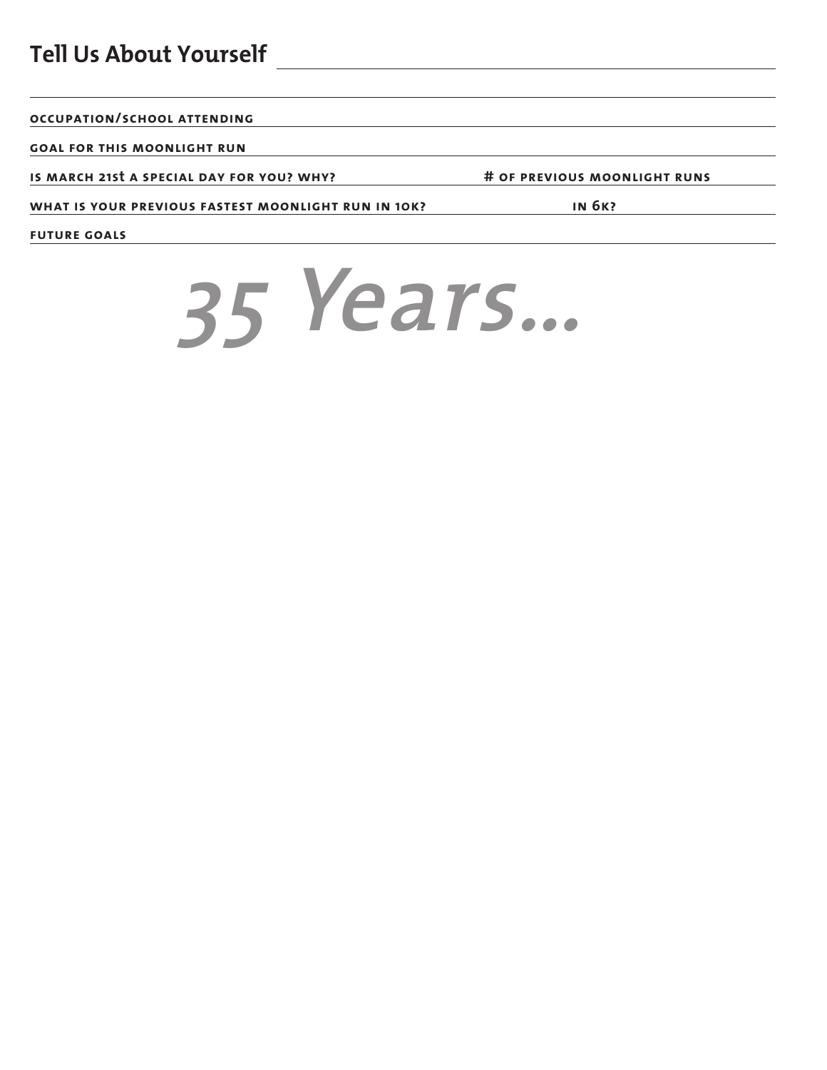## Tell Us About Yourself

OCCUPATION/SCHOOL ATTENDING

GOAL FOR THIS MOONLIGHT RUN

IS MARCH 21st A SPECIAL DAY FOR YOU? WHY? # OF PREVIOUS MOONLIGHT RUNS

WHAT IS YOUR PREVIOUS FASTEST MOONLIGHT RUN IN 10K? IN 6K?

FUTURE GOALS

*35 Years...*